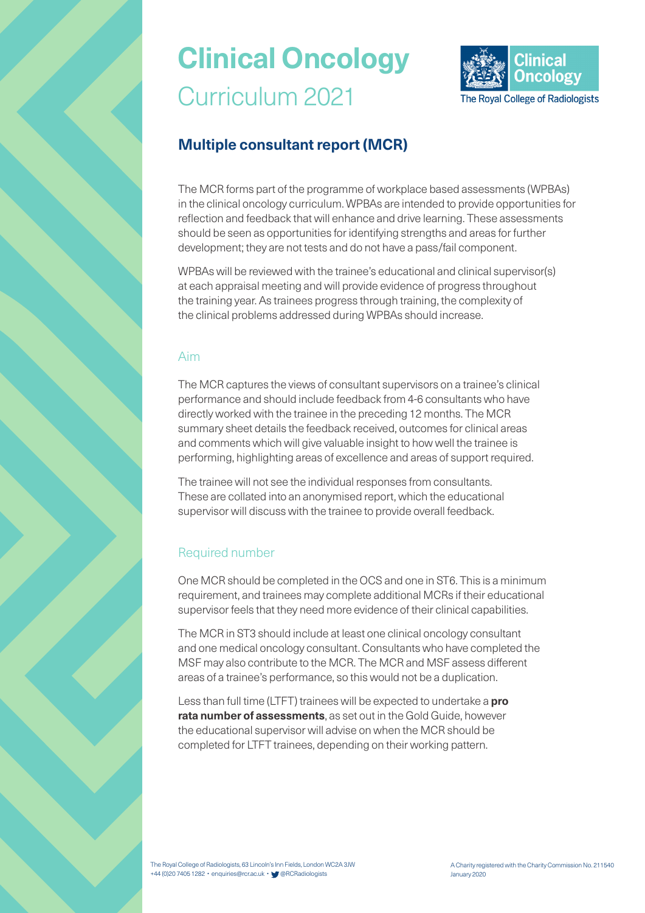# Clinical Oncology
Curriculum 2021

## Multiple consultant report (MCR)

The MCR forms part of the programme of workplace based assessments (WPBAs) in the clinical oncology curriculum. WPBAs are intended to provide opportunities for reflection and feedback that will enhance and drive learning. These assessments should be seen as opportunities for identifying strengths and areas for further development; they are not tests and do not have a pass/fail component.

WPBAs will be reviewed with the trainee's educational and clinical supervisor(s) at each appraisal meeting and will provide evidence of progress throughout the training year. As trainees progress through training, the complexity of the clinical problems addressed during WPBAs should increase.

### Aim

The MCR captures the views of consultant supervisors on a trainee's clinical performance and should include feedback from 4-6 consultants who have directly worked with the trainee in the preceding 12 months. The MCR summary sheet details the feedback received, outcomes for clinical areas and comments which will give valuable insight to how well the trainee is performing, highlighting areas of excellence and areas of support required.

The trainee will not see the individual responses from consultants. These are collated into an anonymised report, which the educational supervisor will discuss with the trainee to provide overall feedback.

### Required number

One MCR should be completed in the OCS and one in ST6. This is a minimum requirement, and trainees may complete additional MCRs if their educational supervisor feels that they need more evidence of their clinical capabilities.

The MCR in ST3 should include at least one clinical oncology consultant and one medical oncology consultant. Consultants who have completed the MSF may also contribute to the MCR. The MCR and MSF assess different areas of a trainee's performance, so this would not be a duplication.

Less than full time (LTFT) trainees will be expected to undertake a **pro rata number of assessments**, as set out in the Gold Guide, however the educational supervisor will advise on when the MCR should be completed for LTFT trainees, depending on their working pattern.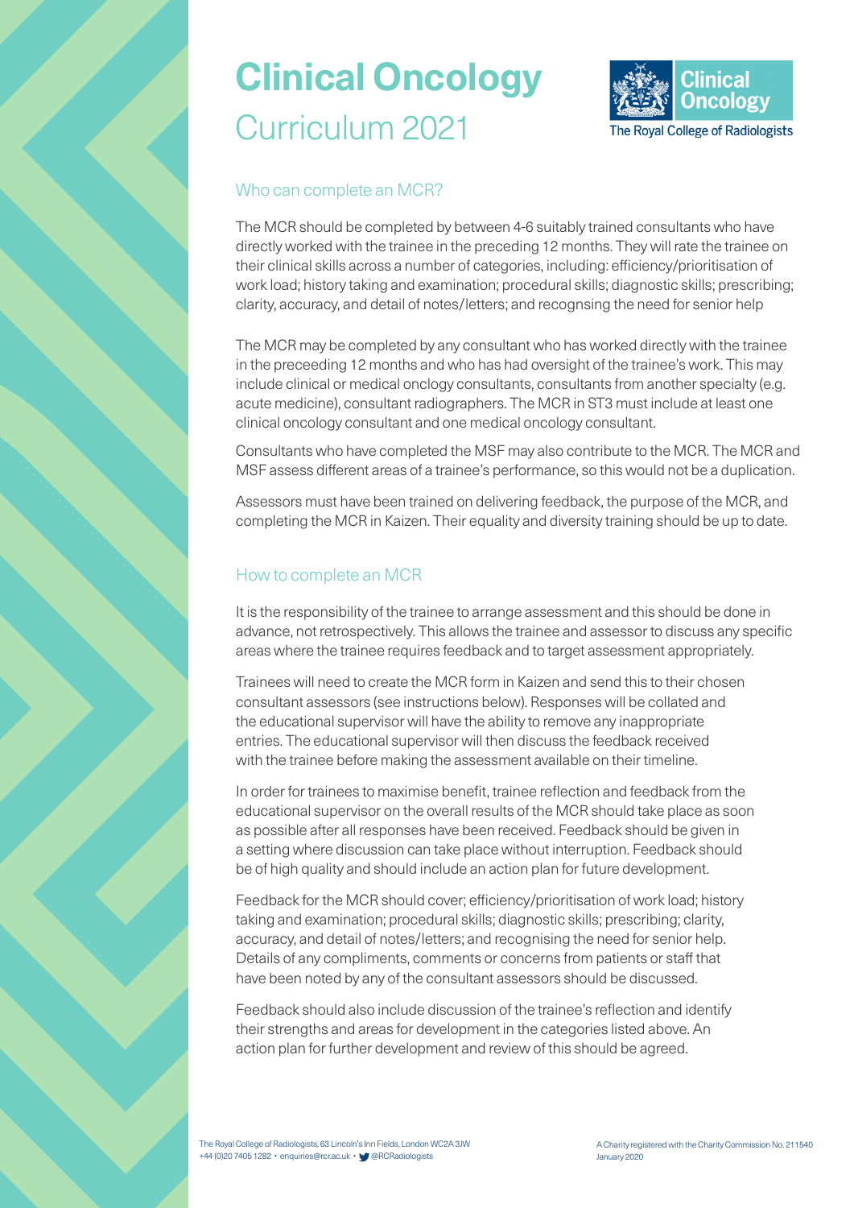# Clinical Oncology
## Curriculum 2021

### Who can complete an MCR?

The MCR should be completed by between 4-6 suitably trained consultants who have directly worked with the trainee in the preceding 12 months. They will rate the trainee on their clinical skills across a number of categories, including: efficiency/prioritisation of work load; history taking and examination; procedural skills; diagnostic skills; prescribing; clarity, accuracy, and detail of notes/letters; and recognsing the need for senior help

The MCR may be completed by any consultant who has worked directly with the trainee in the preceeding 12 months and who has had oversight of the trainee's work. This may include clinical or medical onclogy consultants, consultants from another specialty (e.g. acute medicine), consultant radiographers. The MCR in ST3 must include at least one clinical oncology consultant and one medical oncology consultant.

Consultants who have completed the MSF may also contribute to the MCR. The MCR and MSF assess different areas of a trainee's performance, so this would not be a duplication.

Assessors must have been trained on delivering feedback, the purpose of the MCR, and completing the MCR in Kaizen. Their equality and diversity training should be up to date.

### How to complete an MCR

It is the responsibility of the trainee to arrange assessment and this should be done in advance, not retrospectively. This allows the trainee and assessor to discuss any specific areas where the trainee requires feedback and to target assessment appropriately.

Trainees will need to create the MCR form in Kaizen and send this to their chosen consultant assessors (see instructions below). Responses will be collated and the educational supervisor will have the ability to remove any inappropriate entries. The educational supervisor will then discuss the feedback received with the trainee before making the assessment available on their timeline.

In order for trainees to maximise benefit, trainee reflection and feedback from the educational supervisor on the overall results of the MCR should take place as soon as possible after all responses have been received. Feedback should be given in a setting where discussion can take place without interruption. Feedback should be of high quality and should include an action plan for future development.

Feedback for the MCR should cover; efficiency/prioritisation of work load; history taking and examination; procedural skills; diagnostic skills; prescribing; clarity, accuracy, and detail of notes/letters; and recognising the need for senior help. Details of any compliments, comments or concerns from patients or staff that have been noted by any of the consultant assessors should be discussed.

Feedback should also include discussion of the trainee's reflection and identify their strengths and areas for development in the categories listed above. An action plan for further development and review of this should be agreed.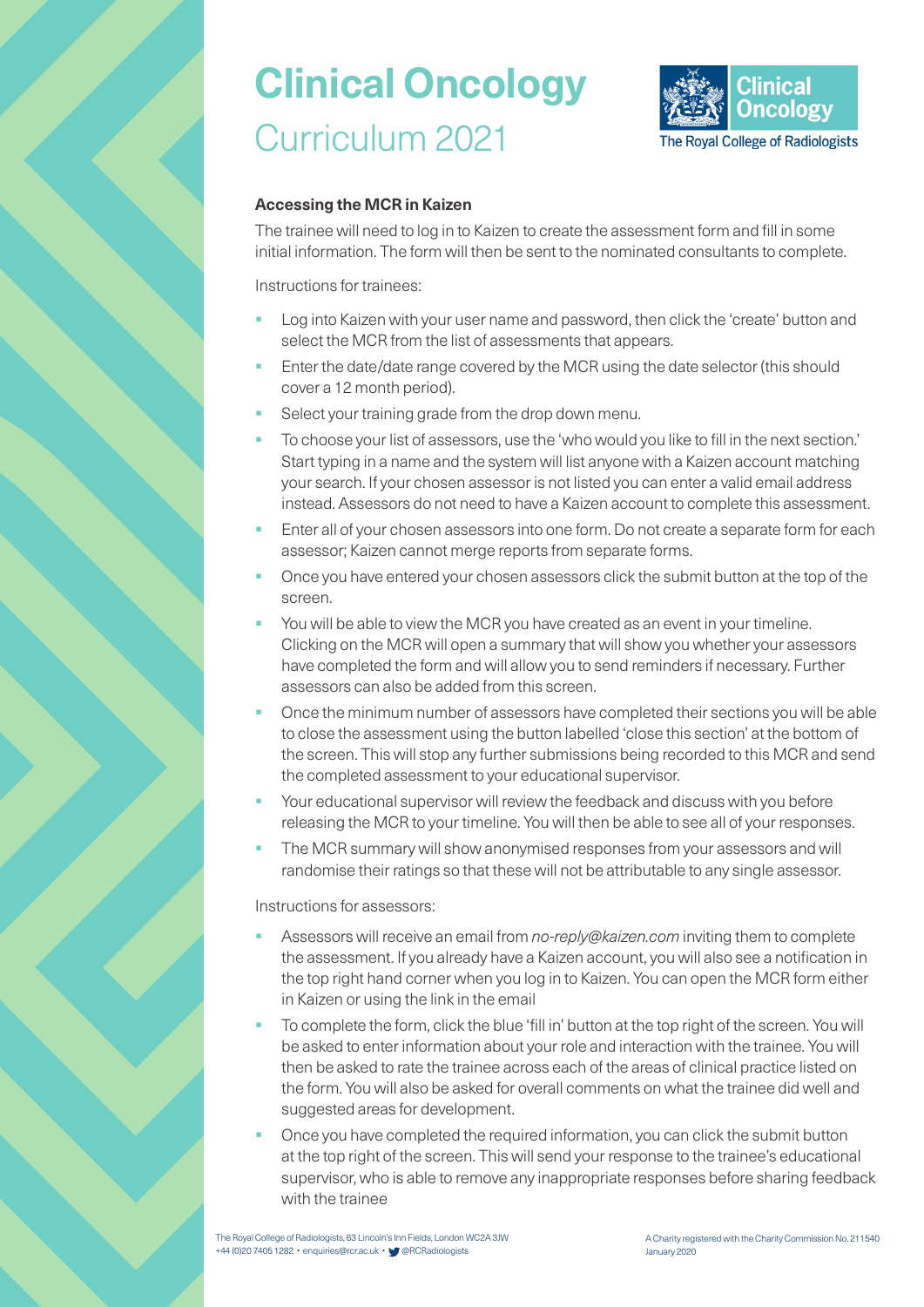# Clinical Oncology
Curriculum 2021

### Accessing the MCR in Kaizen

The trainee will need to log in to Kaizen to create the assessment form and fill in some initial information. The form will then be sent to the nominated consultants to complete.

Instructions for trainees:

- Log into Kaizen with your user name and password, then click the 'create' button and select the MCR from the list of assessments that appears.
- Enter the date/date range covered by the MCR using the date selector (this should cover a 12 month period).
- Select your training grade from the drop down menu.
- To choose your list of assessors, use the 'who would you like to fill in the next section.' Start typing in a name and the system will list anyone with a Kaizen account matching your search. If your chosen assessor is not listed you can enter a valid email address instead. Assessors do not need to have a Kaizen account to complete this assessment.
- Enter all of your chosen assessors into one form. Do not create a separate form for each assessor; Kaizen cannot merge reports from separate forms.
- Once you have entered your chosen assessors click the submit button at the top of the screen.
- You will be able to view the MCR you have created as an event in your timeline. Clicking on the MCR will open a summary that will show you whether your assessors have completed the form and will allow you to send reminders if necessary. Further assessors can also be added from this screen.
- Once the minimum number of assessors have completed their sections you will be able to close the assessment using the button labelled 'close this section' at the bottom of the screen. This will stop any further submissions being recorded to this MCR and send the completed assessment to your educational supervisor.
- Your educational supervisor will review the feedback and discuss with you before releasing the MCR to your timeline. You will then be able to see all of your responses.
- The MCR summary will show anonymised responses from your assessors and will randomise their ratings so that these will not be attributable to any single assessor.

Instructions for assessors:

- Assessors will receive an email from *no-reply@kaizen.com* inviting them to complete the assessment. If you already have a Kaizen account, you will also see a notification in the top right hand corner when you log in to Kaizen. You can open the MCR form either in Kaizen or using the link in the email
- To complete the form, click the blue 'fill in' button at the top right of the screen. You will be asked to enter information about your role and interaction with the trainee. You will then be asked to rate the trainee across each of the areas of clinical practice listed on the form. You will also be asked for overall comments on what the trainee did well and suggested areas for development.
- Once you have completed the required information, you can click the submit button at the top right of the screen. This will send your response to the trainee's educational supervisor, who is able to remove any inappropriate responses before sharing feedback with the trainee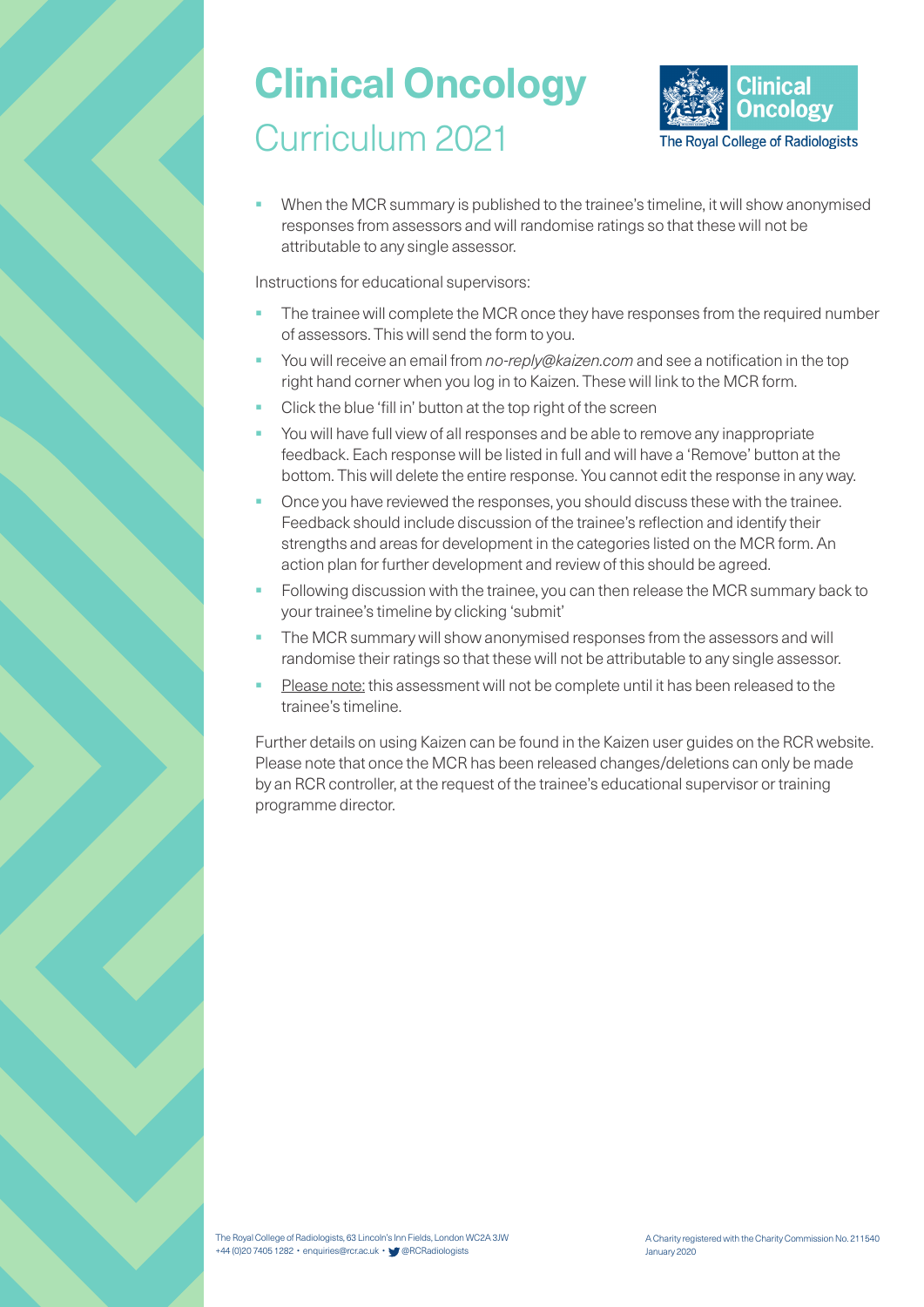- When the MCR summary is published to the trainee's timeline, it will show anonymised responses from assessors and will randomise ratings so that these will not be attributable to any single assessor.

Instructions for educational supervisors:

- The trainee will complete the MCR once they have responses from the required number of assessors. This will send the form to you.
- You will receive an email from *no-reply@kaizen.com* and see a notification in the top right hand corner when you log in to Kaizen. These will link to the MCR form.
- Click the blue 'fill in' button at the top right of the screen
- You will have full view of all responses and be able to remove any inappropriate feedback. Each response will be listed in full and will have a 'Remove' button at the bottom. This will delete the entire response. You cannot edit the response in any way.
- Once you have reviewed the responses, you should discuss these with the trainee. Feedback should include discussion of the trainee's reflection and identify their strengths and areas for development in the categories listed on the MCR form. An action plan for further development and review of this should be agreed.
- Following discussion with the trainee, you can then release the MCR summary back to your trainee's timeline by clicking 'submit'
- The MCR summary will show anonymised responses from the assessors and will randomise their ratings so that these will not be attributable to any single assessor.
- Please note: this assessment will not be complete until it has been released to the trainee's timeline.

Further details on using Kaizen can be found in the Kaizen user guides on the RCR website. Please note that once the MCR has been released changes/deletions can only be made by an RCR controller, at the request of the trainee's educational supervisor or training programme director.